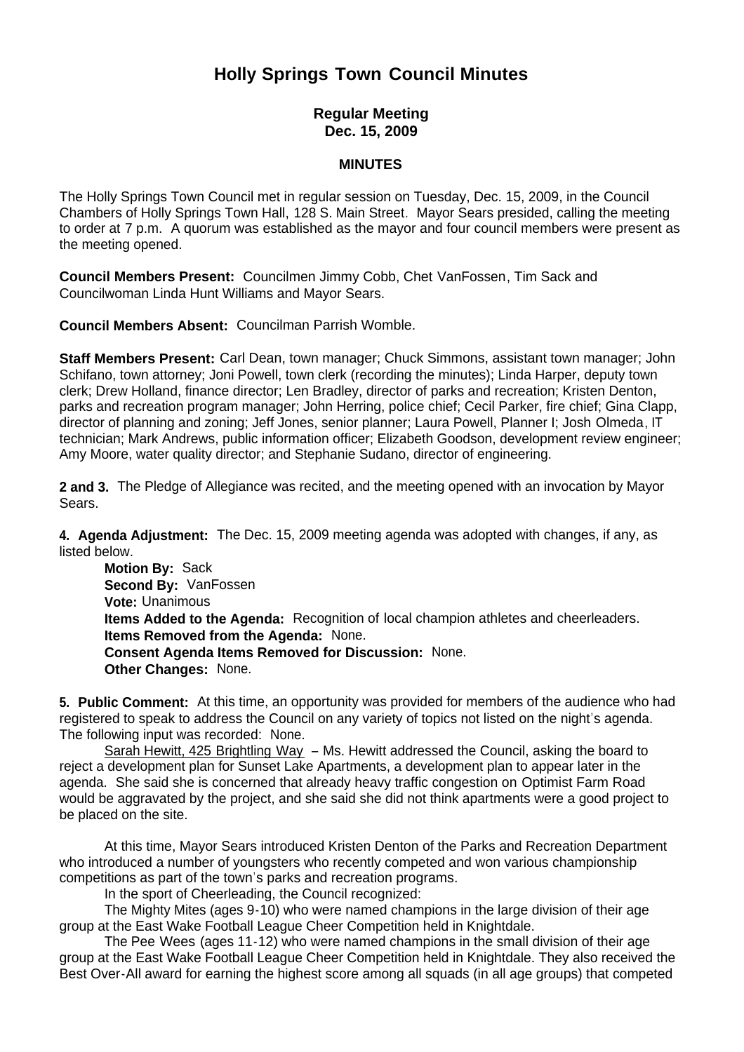# Holly Springs Town Council Minutes

### Regular Meeting
### Dec. 15, 2009

#### MINUTES

The Holly Springs Town Council met in regular session on Tuesday, Dec. 15, 2009, in the Council Chambers of Holly Springs Town Hall, 128 S. Main Street. Mayor Sears presided, calling the meeting to order at 7 p.m. A quorum was established as the mayor and four council members were present as the meeting opened.

**Council Members Present:** Councilmen Jimmy Cobb, Chet VanFossen, Tim Sack and Councilwoman Linda Hunt Williams and Mayor Sears.

**Council Members Absent:** Councilman Parrish Womble.

**Staff Members Present:** Carl Dean, town manager; Chuck Simmons, assistant town manager; John Schifano, town attorney; Joni Powell, town clerk (recording the minutes); Linda Harper, deputy town clerk; Drew Holland, finance director; Len Bradley, director of parks and recreation; Kristen Denton, parks and recreation program manager; John Herring, police chief; Cecil Parker, fire chief; Gina Clapp, director of planning and zoning; Jeff Jones, senior planner; Laura Powell, Planner I; Josh Olmeda, IT technician; Mark Andrews, public information officer; Elizabeth Goodson, development review engineer; Amy Moore, water quality director; and Stephanie Sudano, director of engineering.

**2 and 3.** The Pledge of Allegiance was recited, and the meeting opened with an invocation by Mayor Sears.

**4. Agenda Adjustment:** The Dec. 15, 2009 meeting agenda was adopted with changes, if any, as listed below.

**Motion By:** Sack
**Second By:** VanFossen
**Vote:** Unanimous
**Items Added to the Agenda:** Recognition of local champion athletes and cheerleaders.
**Items Removed from the Agenda:** None.
**Consent Agenda Items Removed for Discussion:** None.
**Other Changes:** None.

**5. Public Comment:** At this time, an opportunity was provided for members of the audience who had registered to speak to address the Council on any variety of topics not listed on the night's agenda. The following input was recorded: None.

Sarah Hewitt, 425 Brightling Way – Ms. Hewitt addressed the Council, asking the board to reject a development plan for Sunset Lake Apartments, a development plan to appear later in the agenda. She said she is concerned that already heavy traffic congestion on Optimist Farm Road would be aggravated by the project, and she said she did not think apartments were a good project to be placed on the site.

At this time, Mayor Sears introduced Kristen Denton of the Parks and Recreation Department who introduced a number of youngsters who recently competed and won various championship competitions as part of the town's parks and recreation programs.

In the sport of Cheerleading, the Council recognized:

The Mighty Mites (ages 9-10) who were named champions in the large division of their age group at the East Wake Football League Cheer Competition held in Knightdale.

The Pee Wees (ages 11-12) who were named champions in the small division of their age group at the East Wake Football League Cheer Competition held in Knightdale. They also received the Best Over-All award for earning the highest score among all squads (in all age groups) that competed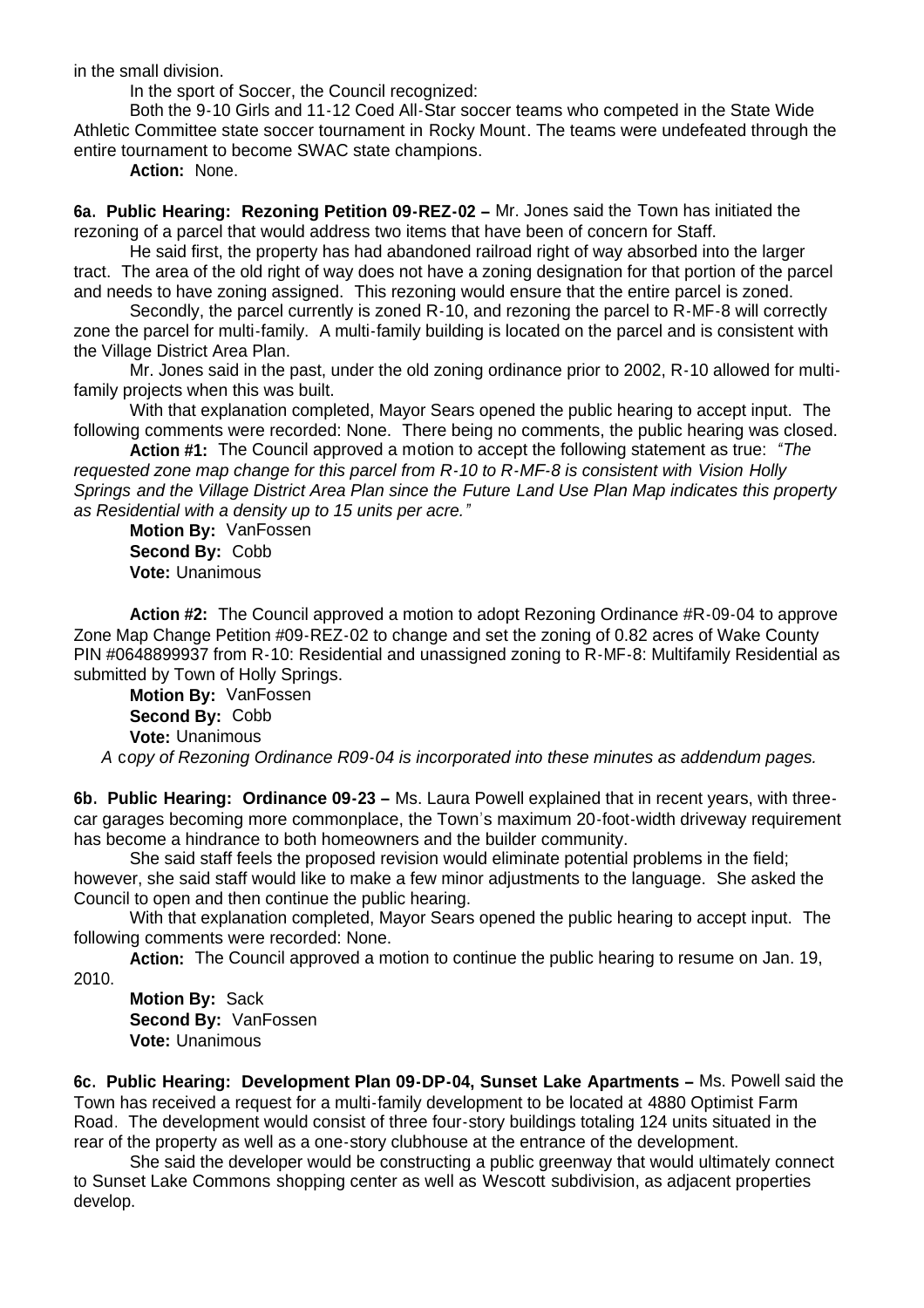in the small division.

In the sport of Soccer, the Council recognized:

Both the 9-10 Girls and 11-12 Coed All-Star soccer teams who competed in the State Wide Athletic Committee state soccer tournament in Rocky Mount. The teams were undefeated through the entire tournament to become SWAC state champions.

**Action:** None.

**6a. Public Hearing: Rezoning Petition 09-REZ-02 –** Mr. Jones said the Town has initiated the rezoning of a parcel that would address two items that have been of concern for Staff.

He said first, the property has had abandoned railroad right of way absorbed into the larger tract. The area of the old right of way does not have a zoning designation for that portion of the parcel and needs to have zoning assigned. This rezoning would ensure that the entire parcel is zoned.

Secondly, the parcel currently is zoned R-10, and rezoning the parcel to R-MF-8 will correctly zone the parcel for multi-family. A multi-family building is located on the parcel and is consistent with the Village District Area Plan.

Mr. Jones said in the past, under the old zoning ordinance prior to 2002, R-10 allowed for multi-family projects when this was built.

With that explanation completed, Mayor Sears opened the public hearing to accept input. The following comments were recorded: None. There being no comments, the public hearing was closed.

**Action #1:** The Council approved a motion to accept the following statement as true: *"The requested zone map change for this parcel from R-10 to R-MF-8 is consistent with Vision Holly Springs and the Village District Area Plan since the Future Land Use Plan Map indicates this property as Residential with a density up to 15 units per acre."*

**Motion By:** VanFossen
**Second By:** Cobb
**Vote:** Unanimous

**Action #2:** The Council approved a motion to adopt Rezoning Ordinance #R-09-04 to approve Zone Map Change Petition #09-REZ-02 to change and set the zoning of 0.82 acres of Wake County PIN #0648899937 from R-10: Residential and unassigned zoning to R-MF-8: Multifamily Residential as submitted by Town of Holly Springs.

**Motion By:** VanFossen
**Second By:** Cobb
**Vote:** Unanimous

*A copy of Rezoning Ordinance R09-04 is incorporated into these minutes as addendum pages.*

**6b. Public Hearing: Ordinance 09-23 –** Ms. Laura Powell explained that in recent years, with three-car garages becoming more commonplace, the Town's maximum 20-foot-width driveway requirement has become a hindrance to both homeowners and the builder community.

She said staff feels the proposed revision would eliminate potential problems in the field; however, she said staff would like to make a few minor adjustments to the language. She asked the Council to open and then continue the public hearing.

With that explanation completed, Mayor Sears opened the public hearing to accept input. The following comments were recorded: None.

**Action:** The Council approved a motion to continue the public hearing to resume on Jan. 19, 2010.

**Motion By:** Sack
**Second By:** VanFossen
**Vote:** Unanimous

**6c. Public Hearing: Development Plan 09-DP-04, Sunset Lake Apartments –** Ms. Powell said the Town has received a request for a multi-family development to be located at 4880 Optimist Farm Road. The development would consist of three four-story buildings totaling 124 units situated in the rear of the property as well as a one-story clubhouse at the entrance of the development.

She said the developer would be constructing a public greenway that would ultimately connect to Sunset Lake Commons shopping center as well as Wescott subdivision, as adjacent properties develop.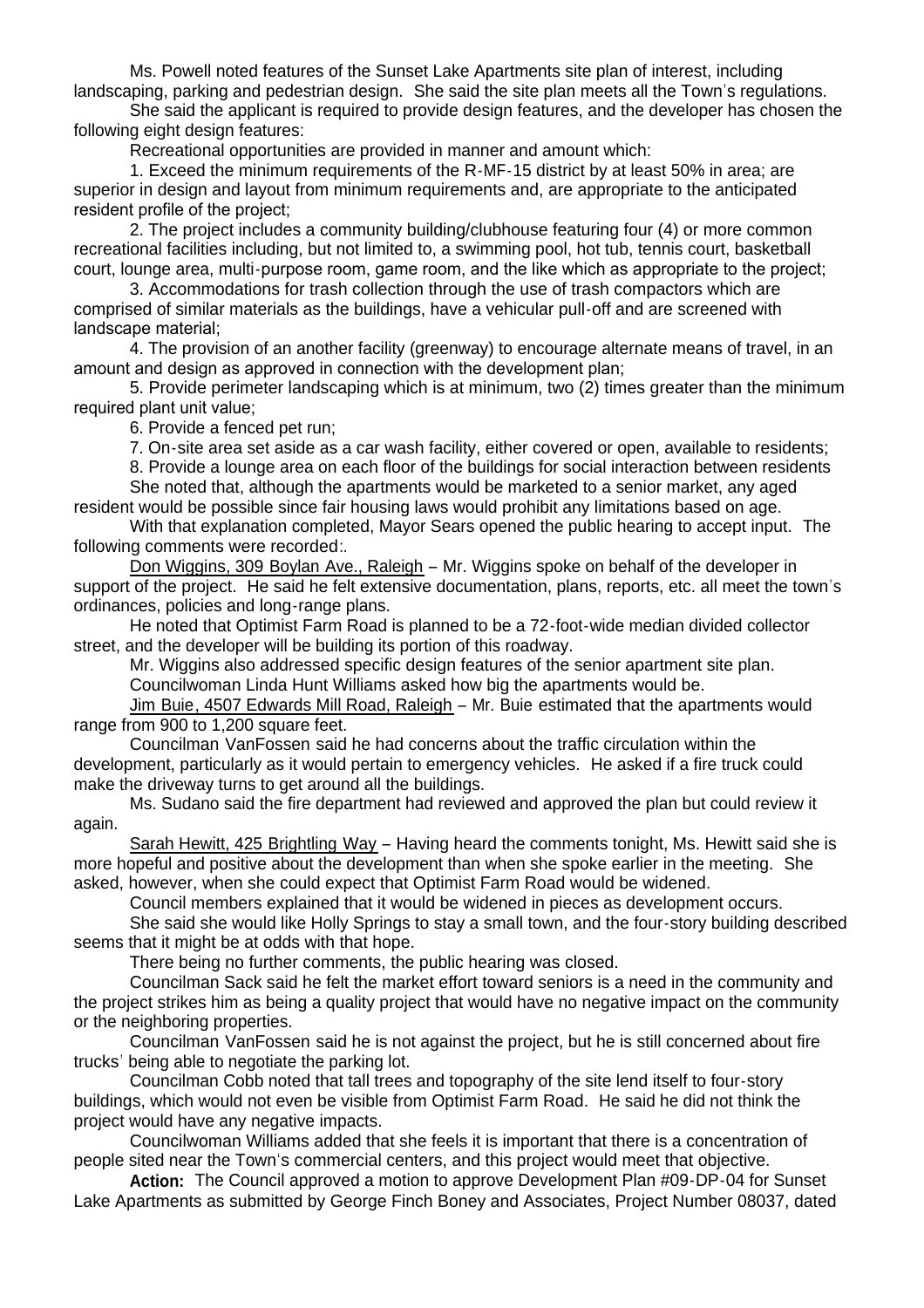Ms. Powell noted features of the Sunset Lake Apartments site plan of interest, including landscaping, parking and pedestrian design. She said the site plan meets all the Town's regulations.

She said the applicant is required to provide design features, and the developer has chosen the following eight design features:

Recreational opportunities are provided in manner and amount which:

1. Exceed the minimum requirements of the R-MF-15 district by at least 50% in area; are superior in design and layout from minimum requirements and, are appropriate to the anticipated resident profile of the project;

2. The project includes a community building/clubhouse featuring four (4) or more common recreational facilities including, but not limited to, a swimming pool, hot tub, tennis court, basketball court, lounge area, multi-purpose room, game room, and the like which as appropriate to the project;

3. Accommodations for trash collection through the use of trash compactors which are comprised of similar materials as the buildings, have a vehicular pull-off and are screened with landscape material;

4. The provision of an another facility (greenway) to encourage alternate means of travel, in an amount and design as approved in connection with the development plan;

5. Provide perimeter landscaping which is at minimum, two (2) times greater than the minimum required plant unit value;

6. Provide a fenced pet run;

7. On-site area set aside as a car wash facility, either covered or open, available to residents;

8. Provide a lounge area on each floor of the buildings for social interaction between residents

She noted that, although the apartments would be marketed to a senior market, any aged resident would be possible since fair housing laws would prohibit any limitations based on age.

With that explanation completed, Mayor Sears opened the public hearing to accept input. The following comments were recorded:.

Don Wiggins, 309 Boylan Ave., Raleigh – Mr. Wiggins spoke on behalf of the developer in support of the project. He said he felt extensive documentation, plans, reports, etc. all meet the town's ordinances, policies and long-range plans.

He noted that Optimist Farm Road is planned to be a 72-foot-wide median divided collector street, and the developer will be building its portion of this roadway.

Mr. Wiggins also addressed specific design features of the senior apartment site plan.

Councilwoman Linda Hunt Williams asked how big the apartments would be.

Jim Buie, 4507 Edwards Mill Road, Raleigh – Mr. Buie estimated that the apartments would range from 900 to 1,200 square feet.

Councilman VanFossen said he had concerns about the traffic circulation within the development, particularly as it would pertain to emergency vehicles. He asked if a fire truck could make the driveway turns to get around all the buildings.

Ms. Sudano said the fire department had reviewed and approved the plan but could review it again.

Sarah Hewitt, 425 Brightling Way – Having heard the comments tonight, Ms. Hewitt said she is more hopeful and positive about the development than when she spoke earlier in the meeting. She asked, however, when she could expect that Optimist Farm Road would be widened.

Council members explained that it would be widened in pieces as development occurs.

She said she would like Holly Springs to stay a small town, and the four-story building described seems that it might be at odds with that hope.

There being no further comments, the public hearing was closed.

Councilman Sack said he felt the market effort toward seniors is a need in the community and the project strikes him as being a quality project that would have no negative impact on the community or the neighboring properties.

Councilman VanFossen said he is not against the project, but he is still concerned about fire trucks' being able to negotiate the parking lot.

Councilman Cobb noted that tall trees and topography of the site lend itself to four-story buildings, which would not even be visible from Optimist Farm Road. He said he did not think the project would have any negative impacts.

Councilwoman Williams added that she feels it is important that there is a concentration of people sited near the Town's commercial centers, and this project would meet that objective.

**Action:** The Council approved a motion to approve Development Plan #09-DP-04 for Sunset Lake Apartments as submitted by George Finch Boney and Associates, Project Number 08037, dated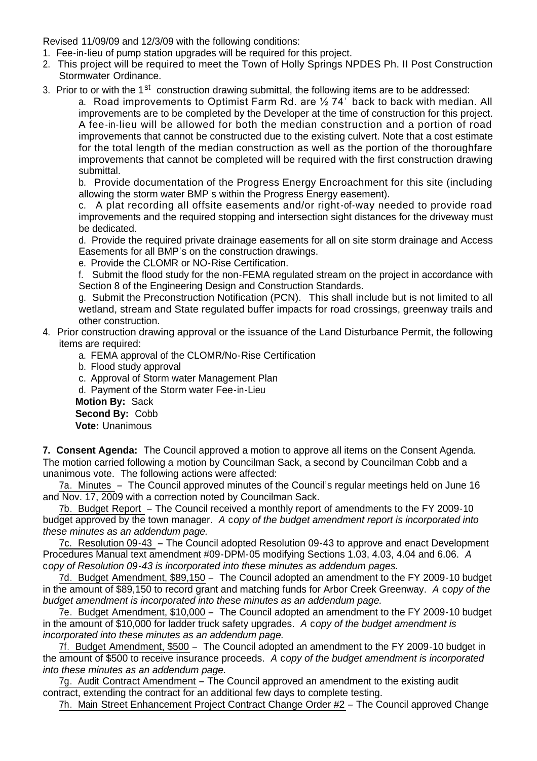Revised 11/09/09 and 12/3/09 with the following conditions:

1. Fee-in-lieu of pump station upgrades will be required for this project.
2. This project will be required to meet the Town of Holly Springs NPDES Ph. II Post Construction Stormwater Ordinance.
3. Prior to or with the 1st construction drawing submittal, the following items are to be addressed:
   a. Road improvements to Optimist Farm Rd. are ½ 74' back to back with median. All improvements are to be completed by the Developer at the time of construction for this project. A fee-in-lieu will be allowed for both the median construction and a portion of road improvements that cannot be constructed due to the existing culvert. Note that a cost estimate for the total length of the median construction as well as the portion of the thoroughfare improvements that cannot be completed will be required with the first construction drawing submittal.
   b. Provide documentation of the Progress Energy Encroachment for this site (including allowing the storm water BMP's within the Progress Energy easement).
   c. A plat recording all offsite easements and/or right-of-way needed to provide road improvements and the required stopping and intersection sight distances for the driveway must be dedicated.
   d. Provide the required private drainage easements for all on site storm drainage and Access Easements for all BMP's on the construction drawings.
   e. Provide the CLOMR or NO-Rise Certification.
   f. Submit the flood study for the non-FEMA regulated stream on the project in accordance with Section 8 of the Engineering Design and Construction Standards.
   g. Submit the Preconstruction Notification (PCN). This shall include but is not limited to all wetland, stream and State regulated buffer impacts for road crossings, greenway trails and other construction.
4. Prior construction drawing approval or the issuance of the Land Disturbance Permit, the following items are required:
   a. FEMA approval of the CLOMR/No-Rise Certification
   b. Flood study approval
   c. Approval of Storm water Management Plan
   d. Payment of the Storm water Fee-in-Lieu

**Motion By:** Sack
**Second By:** Cobb
**Vote:** Unanimous

**7. Consent Agenda:** The Council approved a motion to approve all items on the Consent Agenda. The motion carried following a motion by Councilman Sack, a second by Councilman Cobb and a unanimous vote. The following actions were affected:

7a. Minutes – The Council approved minutes of the Council's regular meetings held on June 16 and Nov. 17, 2009 with a correction noted by Councilman Sack.

7b. Budget Report – The Council received a monthly report of amendments to the FY 2009-10 budget approved by the town manager. *A copy of the budget amendment report is incorporated into these minutes as an addendum page.*

7c. Resolution 09-43 – The Council adopted Resolution 09-43 to approve and enact Development Procedures Manual text amendment #09-DPM-05 modifying Sections 1.03, 4.03, 4.04 and 6.06. *A copy of Resolution 09-43 is incorporated into these minutes as addendum pages.*

7d. Budget Amendment, $89,150 – The Council adopted an amendment to the FY 2009-10 budget in the amount of $89,150 to record grant and matching funds for Arbor Creek Greenway. *A copy of the budget amendment is incorporated into these minutes as an addendum page.*

7e. Budget Amendment, $10,000 – The Council adopted an amendment to the FY 2009-10 budget in the amount of $10,000 for ladder truck safety upgrades. *A copy of the budget amendment is incorporated into these minutes as an addendum page.*

7f. Budget Amendment, $500 – The Council adopted an amendment to the FY 2009-10 budget in the amount of $500 to receive insurance proceeds. *A copy of the budget amendment is incorporated into these minutes as an addendum page.*

7g. Audit Contract Amendment – The Council approved an amendment to the existing audit contract, extending the contract for an additional few days to complete testing.

7h. Main Street Enhancement Project Contract Change Order #2 – The Council approved Change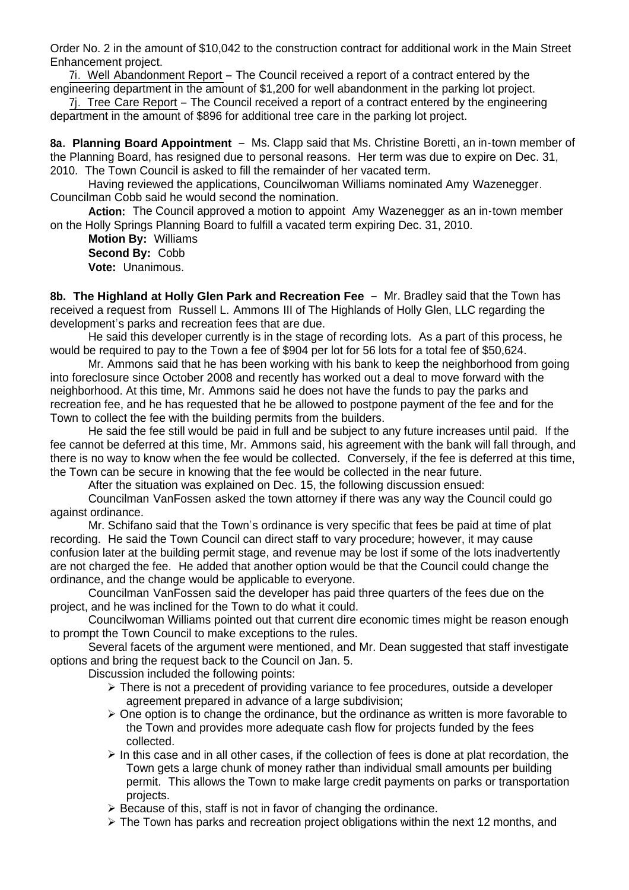Order No. 2 in the amount of $10,042 to the construction contract for additional work in the Main Street Enhancement project.

7i. Well Abandonment Report – The Council received a report of a contract entered by the engineering department in the amount of $1,200 for well abandonment in the parking lot project.

7j. Tree Care Report – The Council received a report of a contract entered by the engineering department in the amount of $896 for additional tree care in the parking lot project.

**8a. Planning Board Appointment** – Ms. Clapp said that Ms. Christine Boretti, an in-town member of the Planning Board, has resigned due to personal reasons. Her term was due to expire on Dec. 31, 2010. The Town Council is asked to fill the remainder of her vacated term.

Having reviewed the applications, Councilwoman Williams nominated Amy Wazenegger. Councilman Cobb said he would second the nomination.

**Action:** The Council approved a motion to appoint Amy Wazenegger as an in-town member on the Holly Springs Planning Board to fulfill a vacated term expiring Dec. 31, 2010.

**Motion By:** Williams
**Second By:** Cobb
**Vote:** Unanimous.

**8b. The Highland at Holly Glen Park and Recreation Fee** – Mr. Bradley said that the Town has received a request from Russell L. Ammons III of The Highlands of Holly Glen, LLC regarding the development's parks and recreation fees that are due.

He said this developer currently is in the stage of recording lots. As a part of this process, he would be required to pay to the Town a fee of $904 per lot for 56 lots for a total fee of $50,624.

Mr. Ammons said that he has been working with his bank to keep the neighborhood from going into foreclosure since October 2008 and recently has worked out a deal to move forward with the neighborhood. At this time, Mr. Ammons said he does not have the funds to pay the parks and recreation fee, and he has requested that he be allowed to postpone payment of the fee and for the Town to collect the fee with the building permits from the builders.

He said the fee still would be paid in full and be subject to any future increases until paid. If the fee cannot be deferred at this time, Mr. Ammons said, his agreement with the bank will fall through, and there is no way to know when the fee would be collected. Conversely, if the fee is deferred at this time, the Town can be secure in knowing that the fee would be collected in the near future.

After the situation was explained on Dec. 15, the following discussion ensued:

Councilman VanFossen asked the town attorney if there was any way the Council could go against ordinance.

Mr. Schifano said that the Town's ordinance is very specific that fees be paid at time of plat recording. He said the Town Council can direct staff to vary procedure; however, it may cause confusion later at the building permit stage, and revenue may be lost if some of the lots inadvertently are not charged the fee. He added that another option would be that the Council could change the ordinance, and the change would be applicable to everyone.

Councilman VanFossen said the developer has paid three quarters of the fees due on the project, and he was inclined for the Town to do what it could.

Councilwoman Williams pointed out that current dire economic times might be reason enough to prompt the Town Council to make exceptions to the rules.

Several facets of the argument were mentioned, and Mr. Dean suggested that staff investigate options and bring the request back to the Council on Jan. 5.

Discussion included the following points:

- There is not a precedent of providing variance to fee procedures, outside a developer agreement prepared in advance of a large subdivision;
- One option is to change the ordinance, but the ordinance as written is more favorable to the Town and provides more adequate cash flow for projects funded by the fees collected.
- In this case and in all other cases, if the collection of fees is done at plat recordation, the Town gets a large chunk of money rather than individual small amounts per building permit. This allows the Town to make large credit payments on parks or transportation projects.
- Because of this, staff is not in favor of changing the ordinance.
- The Town has parks and recreation project obligations within the next 12 months, and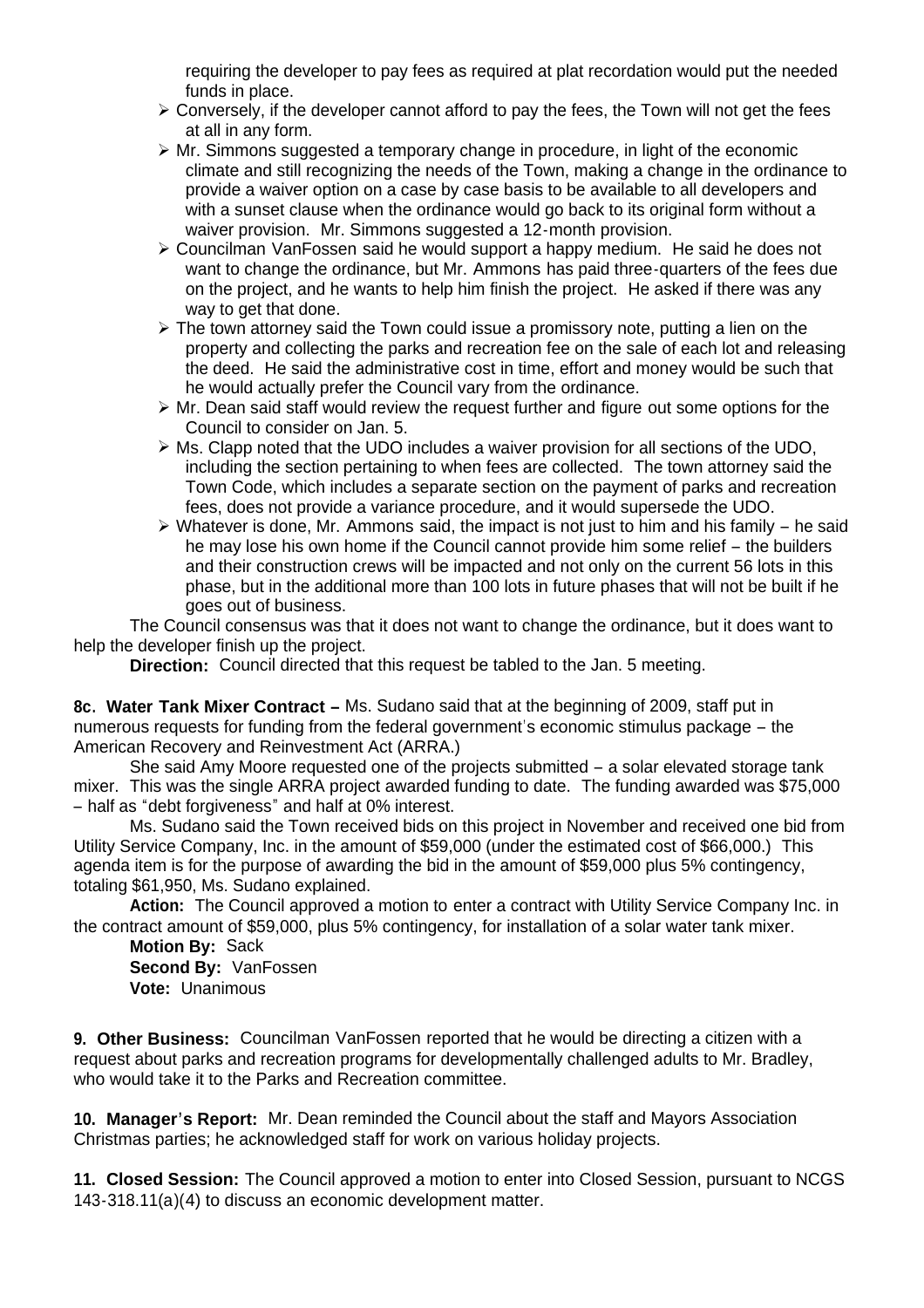requiring the developer to pay fees as required at plat recordation would put the needed funds in place.

- Conversely, if the developer cannot afford to pay the fees, the Town will not get the fees at all in any form.
- Mr. Simmons suggested a temporary change in procedure, in light of the economic climate and still recognizing the needs of the Town, making a change in the ordinance to provide a waiver option on a case by case basis to be available to all developers and with a sunset clause when the ordinance would go back to its original form without a waiver provision. Mr. Simmons suggested a 12-month provision.
- Councilman VanFossen said he would support a happy medium. He said he does not want to change the ordinance, but Mr. Ammons has paid three-quarters of the fees due on the project, and he wants to help him finish the project. He asked if there was any way to get that done.
- The town attorney said the Town could issue a promissory note, putting a lien on the property and collecting the parks and recreation fee on the sale of each lot and releasing the deed. He said the administrative cost in time, effort and money would be such that he would actually prefer the Council vary from the ordinance.
- Mr. Dean said staff would review the request further and figure out some options for the Council to consider on Jan. 5.
- Ms. Clapp noted that the UDO includes a waiver provision for all sections of the UDO, including the section pertaining to when fees are collected. The town attorney said the Town Code, which includes a separate section on the payment of parks and recreation fees, does not provide a variance procedure, and it would supersede the UDO.
- Whatever is done, Mr. Ammons said, the impact is not just to him and his family – he said he may lose his own home if the Council cannot provide him some relief – the builders and their construction crews will be impacted and not only on the current 56 lots in this phase, but in the additional more than 100 lots in future phases that will not be built if he goes out of business.

The Council consensus was that it does not want to change the ordinance, but it does want to help the developer finish up the project.

**Direction:** Council directed that this request be tabled to the Jan. 5 meeting.

**8c. Water Tank Mixer Contract –** Ms. Sudano said that at the beginning of 2009, staff put in numerous requests for funding from the federal government's economic stimulus package – the American Recovery and Reinvestment Act (ARRA.)

She said Amy Moore requested one of the projects submitted – a solar elevated storage tank mixer. This was the single ARRA project awarded funding to date. The funding awarded was $75,000 – half as "debt forgiveness" and half at 0% interest.

Ms. Sudano said the Town received bids on this project in November and received one bid from Utility Service Company, Inc. in the amount of $59,000 (under the estimated cost of $66,000.) This agenda item is for the purpose of awarding the bid in the amount of $59,000 plus 5% contingency, totaling $61,950, Ms. Sudano explained.

**Action:** The Council approved a motion to enter a contract with Utility Service Company Inc. in the contract amount of $59,000, plus 5% contingency, for installation of a solar water tank mixer.

**Motion By:** Sack
**Second By:** VanFossen
**Vote:** Unanimous

**9. Other Business:** Councilman VanFossen reported that he would be directing a citizen with a request about parks and recreation programs for developmentally challenged adults to Mr. Bradley, who would take it to the Parks and Recreation committee.

**10. Manager's Report:** Mr. Dean reminded the Council about the staff and Mayors Association Christmas parties; he acknowledged staff for work on various holiday projects.

**11. Closed Session:** The Council approved a motion to enter into Closed Session, pursuant to NCGS 143-318.11(a)(4) to discuss an economic development matter.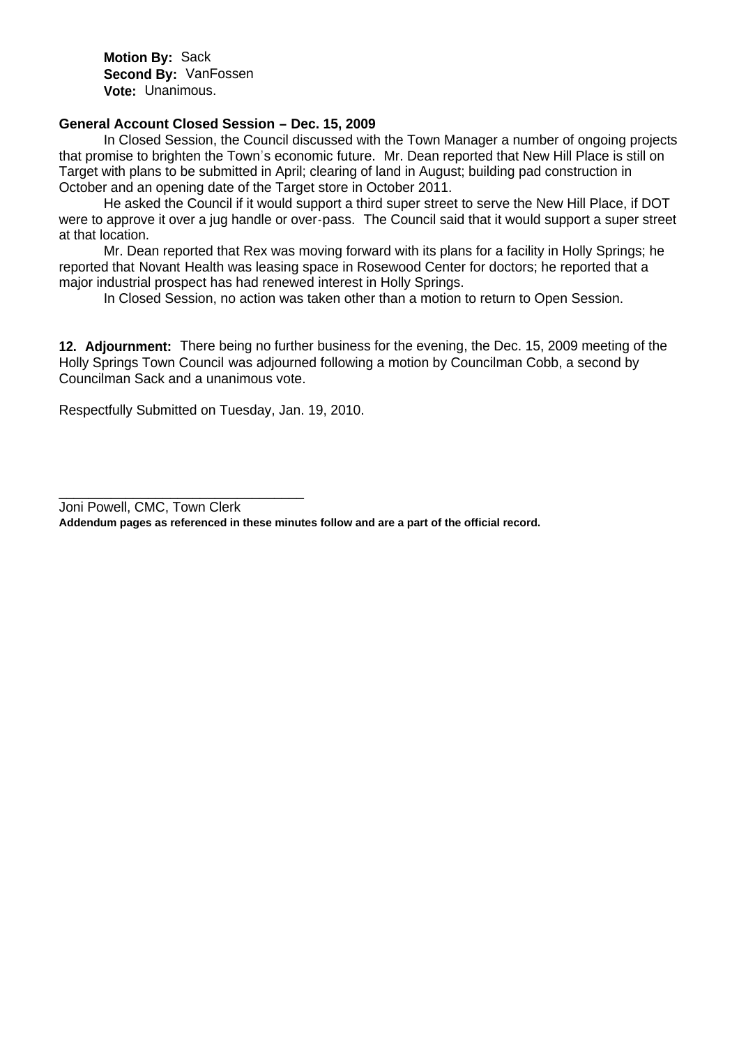**Motion By:** Sack
**Second By:** VanFossen
**Vote:** Unanimous.

**General Account Closed Session – Dec. 15, 2009**

In Closed Session, the Council discussed with the Town Manager a number of ongoing projects that promise to brighten the Town's economic future. Mr. Dean reported that New Hill Place is still on Target with plans to be submitted in April; clearing of land in August; building pad construction in October and an opening date of the Target store in October 2011.

He asked the Council if it would support a third super street to serve the New Hill Place, if DOT were to approve it over a jug handle or over-pass. The Council said that it would support a super street at that location.

Mr. Dean reported that Rex was moving forward with its plans for a facility in Holly Springs; he reported that Novant Health was leasing space in Rosewood Center for doctors; he reported that a major industrial prospect has had renewed interest in Holly Springs.

In Closed Session, no action was taken other than a motion to return to Open Session.

**12. Adjournment:** There being no further business for the evening, the Dec. 15, 2009 meeting of the Holly Springs Town Council was adjourned following a motion by Councilman Cobb, a second by Councilman Sack and a unanimous vote.

Respectfully Submitted on Tuesday, Jan. 19, 2010.

_______________________________

Joni Powell, CMC, Town Clerk

**Addendum pages as referenced in these minutes follow and are a part of the official record.**